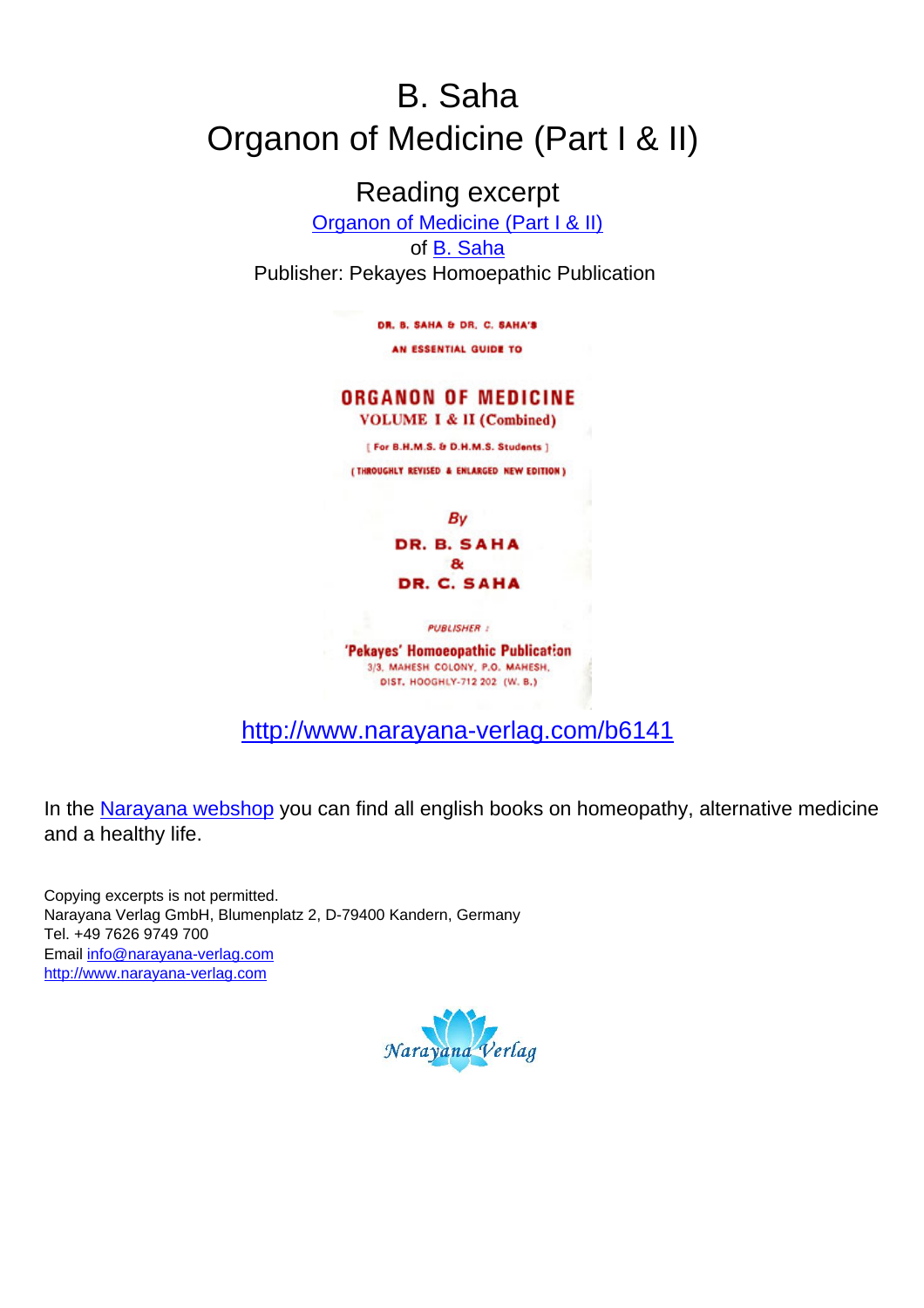# B. Saha
# Organon of Medicine (Part I & II)

## Reading excerpt

[Organon of Medicine (Part I & II)](http://www.narayana-verlag.com/b6141)

of [B. Saha](http://www.narayana-verlag.com)

Publisher: Pekayes Homoepathic Publication

DR. B. SAHA & DR. C. SAHA'S

AN ESSENTIAL GUIDE TO

**ORGANON OF MEDICINE**

VOLUME I & II (Combined)

[ For B.H.M.S. & D.H.M.S. Students ]

( THROUGHLY REVISED & ENLARGED NEW EDITION )

*By*

**DR. B. SAHA**

**&**

**DR. C. SAHA**

*PUBLISHER :*

**'Pekayes' Homoeopathic Publication**

3/3, MAHESH COLONY, P.O. MAHESH,
DIST. HOOGHLY-712 202 (W. B.)

http://www.narayana-verlag.com/b6141

In the [Narayana webshop](http://www.narayana-verlag.com) you can find all english books on homeopathy, alternative medicine and a healthy life.

Copying excerpts is not permitted.
Narayana Verlag GmbH, Blumenplatz 2, D-79400 Kandern, Germany
Tel. +49 7626 9749 700
Email info@narayana-verlag.com
http://www.narayana-verlag.com

Narayana Verlag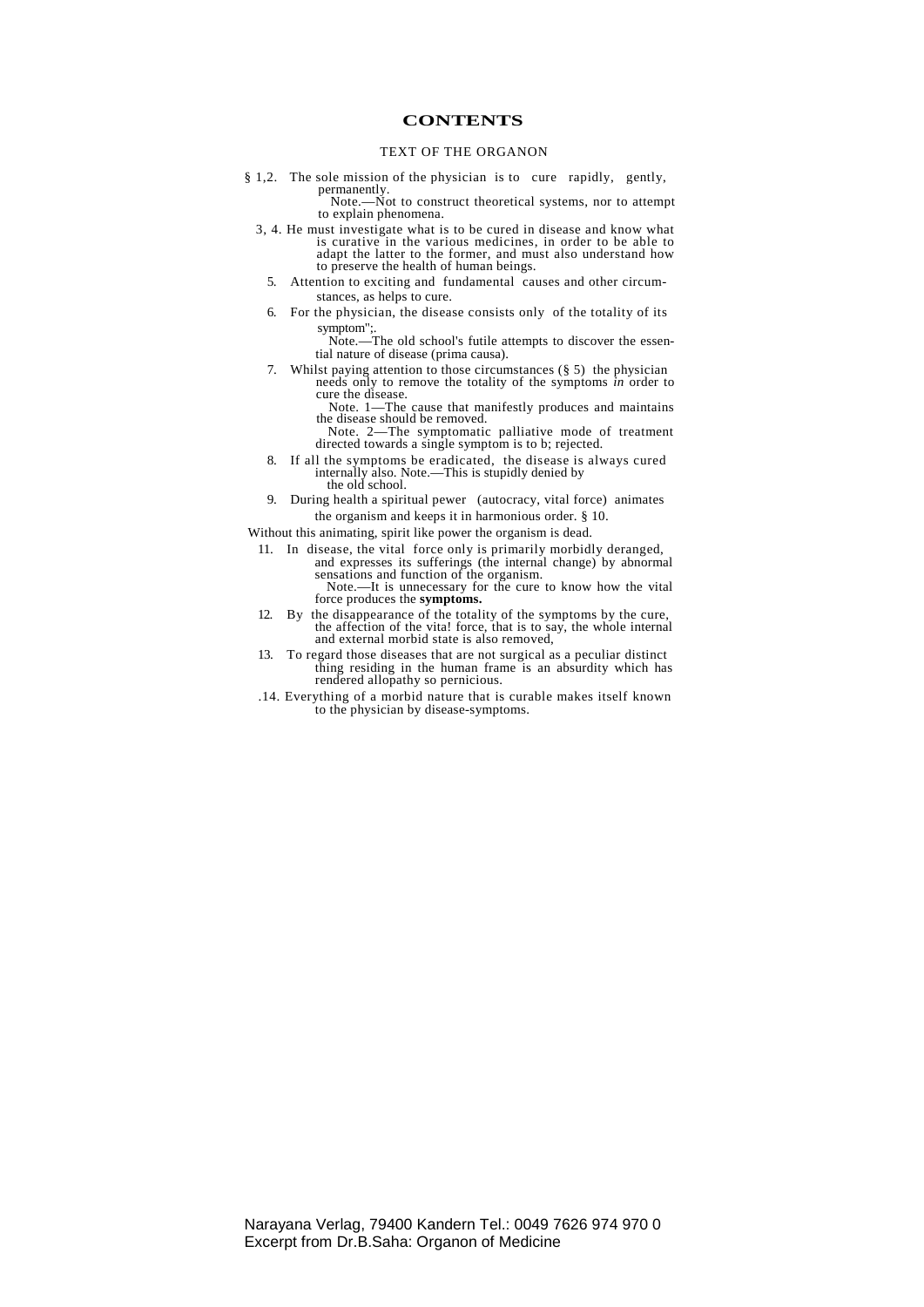# CONTENTS

## TEXT OF THE ORGANON

§ 1,2. The sole mission of the physician is to cure rapidly, gently, permanently.
Note.—Not to construct theoretical systems, nor to attempt to explain phenomena.

3, 4. He must investigate what is to be cured in disease and know what is curative in the various medicines, in order to be able to adapt the latter to the former, and must also understand how to preserve the health of human beings.

5. Attention to exciting and fundamental causes and other circumstances, as helps to cure.

6. For the physician, the disease consists only of the totality of its symptom";.
Note.—The old school's futile attempts to discover the essential nature of disease (prima causa).

7. Whilst paying attention to those circumstances (§ 5) the physician needs only to remove the totality of the symptoms *in* order to cure the disease.
Note. 1—The cause that manifestly produces and maintains the disease should be removed.
Note. 2—The symptomatic palliative mode of treatment directed towards a single symptom is to b; rejected.

8. If all the symptoms be eradicated, the disease is always cured internally also. Note.—This is stupidly denied by the old school.

9. During health a spiritual pewer (autocracy, vital force) animates the organism and keeps it in harmonious order. § 10.

Without this animating, spirit like power the organism is dead.

11. In disease, the vital force only is primarily morbidly deranged, and expresses its sufferings (the internal change) by abnormal sensations and function of the organism.
Note.—It is unnecessary for the cure to know how the vital force produces the **symptoms.**

12. By the disappearance of the totality of the symptoms by the cure, the affection of the vita! force, that is to say, the whole internal and external morbid state is also removed,

13. To regard those diseases that are not surgical as a peculiar distinct thing residing in the human frame is an absurdity which has rendered allopathy so pernicious.

.14. Everything of a morbid nature that is curable makes itself known to the physician by disease-symptoms.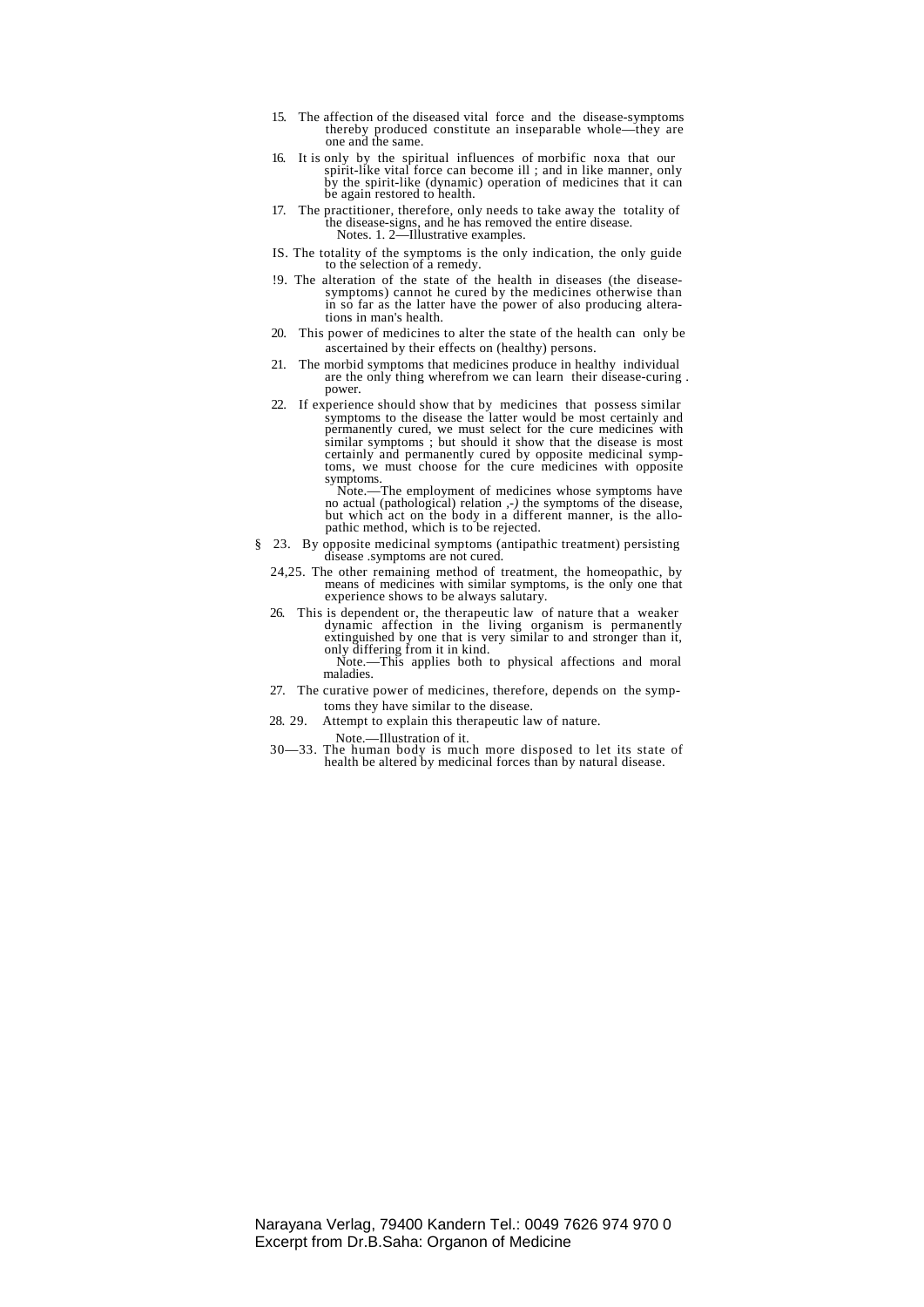15. The affection of the diseased vital force and the disease-symptoms thereby produced constitute an inseparable whole—they are one and the same.

16. It is only by the spiritual influences of morbific noxa that our spirit-like vital force can become ill ; and in like manner, only by the spirit-like (dynamic) operation of medicines that it can be again restored to health.

17. The practitioner, therefore, only needs to take away the totality of the disease-signs, and he has removed the entire disease.
   Notes. 1. 2—Illustrative examples.

IS. The totality of the symptoms is the only indication, the only guide to the selection of a remedy.

!9. The alteration of the state of the health in diseases (the disease-symptoms) cannot he cured by the medicines otherwise than in so far as the latter have the power of also producing alterations in man's health.

20. This power of medicines to alter the state of the health can only be ascertained by their effects on (healthy) persons.

21. The morbid symptoms that medicines produce in healthy individual are the only thing wherefrom we can learn their disease-curing . power.

22. If experience should show that by medicines that possess similar symptoms to the disease the latter would be most certainly and permanently cured, we must select for the cure medicines with similar symptoms ; but should it show that the disease is most certainly and permanently cured by opposite medicinal symptoms, we must choose for the cure medicines with opposite symptoms.
   Note.—The employment of medicines whose symptoms have no actual (pathological) relation ,-) the symptoms of the disease, but which act on the body in a different manner, is the allopathic method, which is to be rejected.

§ 23. By opposite medicinal symptoms (antipathic treatment) persisting disease .symptoms are not cured.

24,25. The other remaining method of treatment, the homeopathic, by means of medicines with similar symptoms, is the only one that experience shows to be always salutary.

26. This is dependent or, the therapeutic law of nature that a weaker dynamic affection in the living organism is permanently extinguished by one that is very similar to and stronger than it, only differing from it in kind.
   Note.—This applies both to physical affections and moral maladies.

27. The curative power of medicines, therefore, depends on the symptoms they have similar to the disease.

28. 29. Attempt to explain this therapeutic law of nature.
   Note.—Illustration of it.

30—33. The human body is much more disposed to let its state of health be altered by medicinal forces than by natural disease.

Narayana Verlag, 79400 Kandern Tel.: 0049 7626 974 970 0
Excerpt from Dr.B.Saha: Organon of Medicine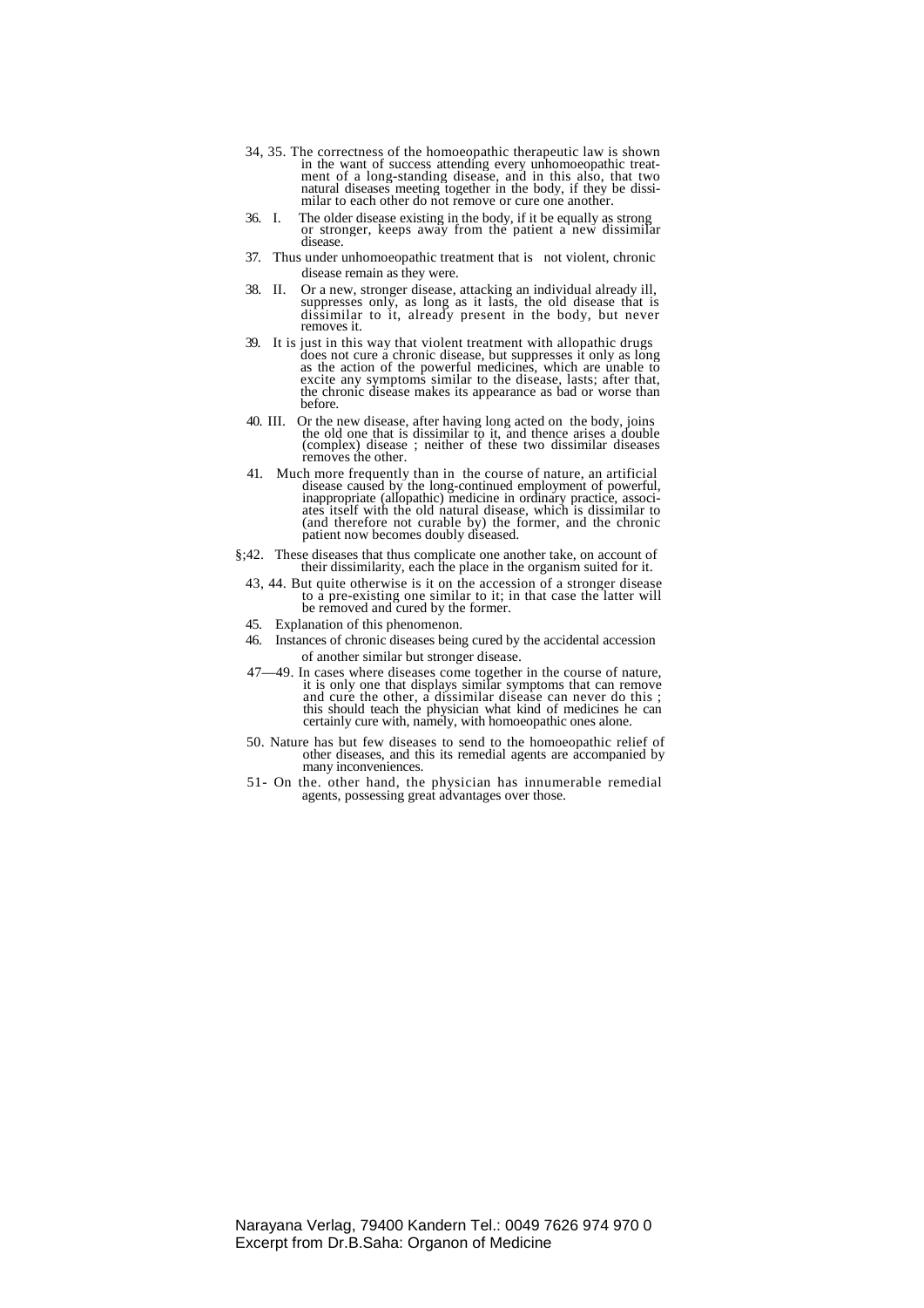34, 35. The correctness of the homoeopathic therapeutic law is shown in the want of success attending every unhomoeopathic treatment of a long-standing disease, and in this also, that two natural diseases meeting together in the body, if they be dissimilar to each other do not remove or cure one another.

36. I. The older disease existing in the body, if it be equally as strong or stronger, keeps away from the patient a new dissimilar disease.

37. Thus under unhomoeopathic treatment that is not violent, chronic disease remain as they were.

38. II. Or a new, stronger disease, attacking an individual already ill, suppresses only, as long as it lasts, the old disease that is dissimilar to it, already present in the body, but never removes it.

39. It is just in this way that violent treatment with allopathic drugs does not cure a chronic disease, but suppresses it only as long as the action of the powerful medicines, which are unable to excite any symptoms similar to the disease, lasts; after that, the chronic disease makes its appearance as bad or worse than before.

40. III. Or the new disease, after having long acted on the body, joins the old one that is dissimilar to it, and thence arises a double (complex) disease ; neither of these two dissimilar diseases removes the other.

41. Much more frequently than in the course of nature, an artificial disease caused by the long-continued employment of powerful, inappropriate (allopathic) medicine in ordinary practice, associates itself with the old natural disease, which is dissimilar to (and therefore not curable by) the former, and the chronic patient now becomes doubly diseased.

§;42. These diseases that thus complicate one another take, on account of their dissimilarity, each the place in the organism suited for it.

43, 44. But quite otherwise is it on the accession of a stronger disease to a pre-existing one similar to it; in that case the latter will be removed and cured by the former.

45. Explanation of this phenomenon.

46. Instances of chronic diseases being cured by the accidental accession of another similar but stronger disease.

47—49. In cases where diseases come together in the course of nature, it is only one that displays similar symptoms that can remove and cure the other, a dissimilar disease can never do this ; this should teach the physician what kind of medicines he can certainly cure with, namely, with homoeopathic ones alone.

50. Nature has but few diseases to send to the homoeopathic relief of other diseases, and this its remedial agents are accompanied by many inconveniences.

51- On the. other hand, the physician has innumerable remedial agents, possessing great advantages over those.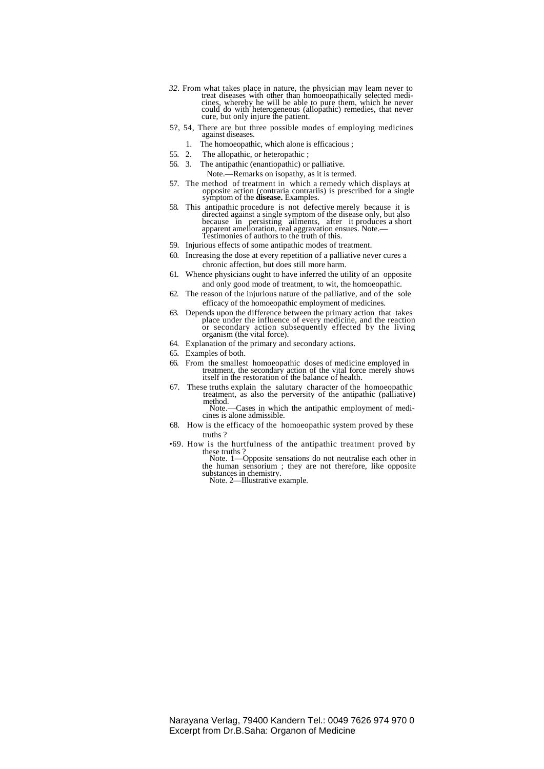*32*. From what takes place in nature, the physician may leam never to treat diseases with other than homoeopathically selected medicines, whereby he will be able to pure them, which he never could do with heterogeneous (allopathic) remedies, that never cure, but only injure the patient.

5?, 54, There are but three possible modes of employing medicines against diseases.

1. The homoeopathic, which alone is efficacious ;

55. 2. The allopathic, or heteropathic ;

56. 3. The antipathic (enantiopathic) or palliative.

Note.—Remarks on isopathy, as it is termed.

57. The method of treatment in which a remedy which displays at opposite action (contraria contrariis) is prescribed for a single symptom of the **disease.** Examples.

58. This antipathic procedure is not defective merely because it is directed against a single symptom of the disease only, but also because in persisting ailments, after it produces a short apparent amelioration, real aggravation ensues. Note.—Testimonies of authors to the truth of this.

59. Injurious effects of some antipathic modes of treatment.

60. Increasing the dose at every repetition of a palliative never cures a chronic affection, but does still more harm.

61. Whence physicians ought to have inferred the utility of an opposite and only good mode of treatment, to wit, the homoeopathic.

62. The reason of the injurious nature of the palliative, and of the sole efficacy of the homoeopathic employment of medicines.

63. Depends upon the difference between the primary action that takes place under the influence of every medicine, and the reaction or secondary action subsequently effected by the living organism (the vital force).

64. Explanation of the primary and secondary actions.

65. Examples of both.

66. From the smallest homoeopathic doses of medicine employed in treatment, the secondary action of the vital force merely shows itself in the restoration of the balance of health.

67. These truths explain the salutary character of the homoeopathic treatment, as also the perversity of the antipathic (palliative) method.
Note.—Cases in which the antipathic employment of medicines is alone admissible.

68. How is the efficacy of the homoeopathic system proved by these truths ?

•69. How is the hurtfulness of the antipathic treatment proved by these truths ?
Note. 1—Opposite sensations do not neutralise each other in the human sensorium ; they are not therefore, like opposite substances in chemistry.
Note. 2—Illustrative example.

Narayana Verlag, 79400 Kandern Tel.: 0049 7626 974 970 0
Excerpt from Dr.B.Saha: Organon of Medicine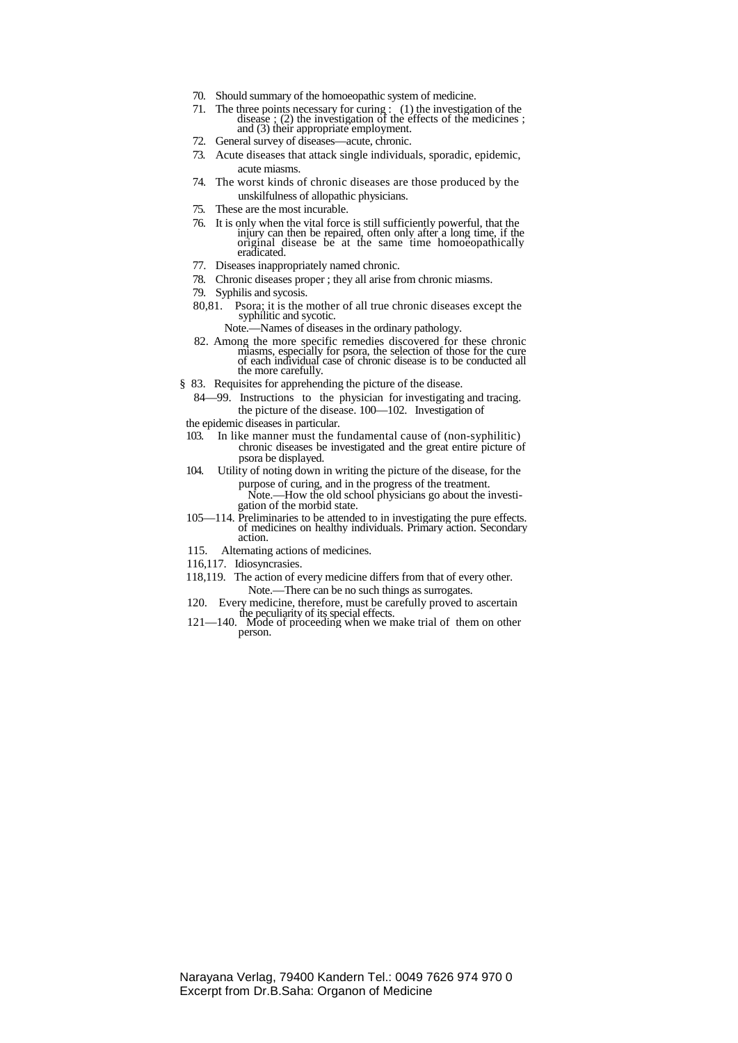70. Should summary of the homoeopathic system of medicine.

71. The three points necessary for curing : (1) the investigation of the disease ; (2) the investigation of the effects of the medicines ; and (3) their appropriate employment.

72. General survey of diseases—acute, chronic.

73. Acute diseases that attack single individuals, sporadic, epidemic, acute miasms.

74. The worst kinds of chronic diseases are those produced by the unskilfulness of allopathic physicians.

75. These are the most incurable.

76. It is only when the vital force is still sufficiently powerful, that the injury can then be repaired, often only after a long time, if the original disease be at the same time homoeopathically eradicated.

77. Diseases inappropriately named chronic.

78. Chronic diseases proper ; they all arise from chronic miasms.

79. Syphilis and sycosis.

80,81. Psora; it is the mother of all true chronic diseases except the syphilitic and sycotic.

Note.—Names of diseases in the ordinary pathology.

82. Among the more specific remedies discovered for these chronic miasms, especially for psora, the selection of those for the cure of each individual case of chronic disease is to be conducted all the more carefully.

§ 83. Requisites for apprehending the picture of the disease.

84—99. Instructions to the physician for investigating and tracing. the picture of the disease. 100—102. Investigation of the epidemic diseases in particular.

103. In like manner must the fundamental cause of (non-syphilitic) chronic diseases be investigated and the great entire picture of psora be displayed.

104. Utility of noting down in writing the picture of the disease, for the purpose of curing, and in the progress of the treatment.

Note.—How the old school physicians go about the investigation of the morbid state.

105—114. Preliminaries to be attended to in investigating the pure effects. of medicines on healthy individuals. Primary action. Secondary action.

115. Alternating actions of medicines.

116,117. Idiosyncrasies.

118,119. The action of every medicine differs from that of every other.

Note.—There can be no such things as surrogates.

120. Every medicine, therefore, must be carefully proved to ascertain the peculiarity of its special effects.

121—140. Mode of proceeding when we make trial of them on other person.

Narayana Verlag, 79400 Kandern Tel.: 0049 7626 974 970 0
Excerpt from Dr.B.Saha: Organon of Medicine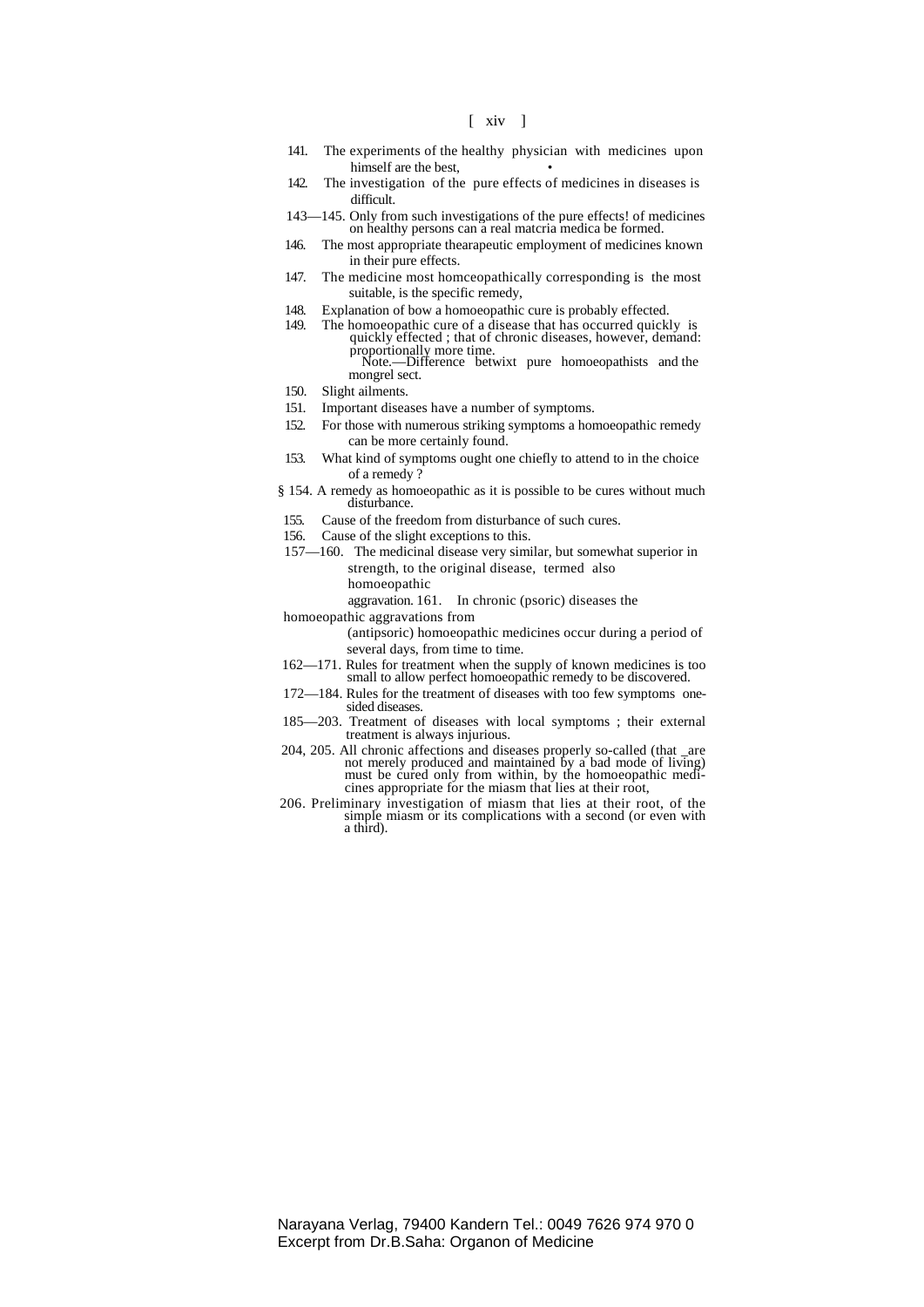141. The experiments of the healthy physician with medicines upon himself are the best, •

142. The investigation of the pure effects of medicines in diseases is difficult.

143—145. Only from such investigations of the pure effects! of medicines on healthy persons can a real matcria medica be formed.

146. The most appropriate thearapeutic employment of medicines known in their pure effects.

147. The medicine most homceopathically corresponding is the most suitable, is the specific remedy,

148. Explanation of bow a homoeopathic cure is probably effected.

149. The homoeopathic cure of a disease that has occurred quickly is quickly effected ; that of chronic diseases, however, demand: proportionally more time.
Note.—Difference betwixt pure homoeopathists and the mongrel sect.

150. Slight ailments.

151. Important diseases have a number of symptoms.

152. For those with numerous striking symptoms a homoeopathic remedy can be more certainly found.

153. What kind of symptoms ought one chiefly to attend to in the choice of a remedy ?

§ 154. A remedy as homoeopathic as it is possible to be cures without much disturbance.

155. Cause of the freedom from disturbance of such cures.

156. Cause of the slight exceptions to this.

157—160. The medicinal disease very similar, but somewhat superior in strength, to the original disease, termed also homoeopathic aggravation.

161. In chronic (psoric) diseases the homoeopathic aggravations from (antipsoric) homoeopathic medicines occur during a period of several days, from time to time.

162—171. Rules for treatment when the supply of known medicines is too small to allow perfect homoeopathic remedy to be discovered.

172—184. Rules for the treatment of diseases with too few symptoms one-sided diseases.

185—203. Treatment of diseases with local symptoms ; their external treatment is always injurious.

204, 205. All chronic affections and diseases properly so-called (that _are not merely produced and maintained by a bad mode of living) must be cured only from within, by the homoeopathic medicines appropriate for the miasm that lies at their root,

206. Preliminary investigation of miasm that lies at their root, of the simple miasm or its complications with a second (or even with a third).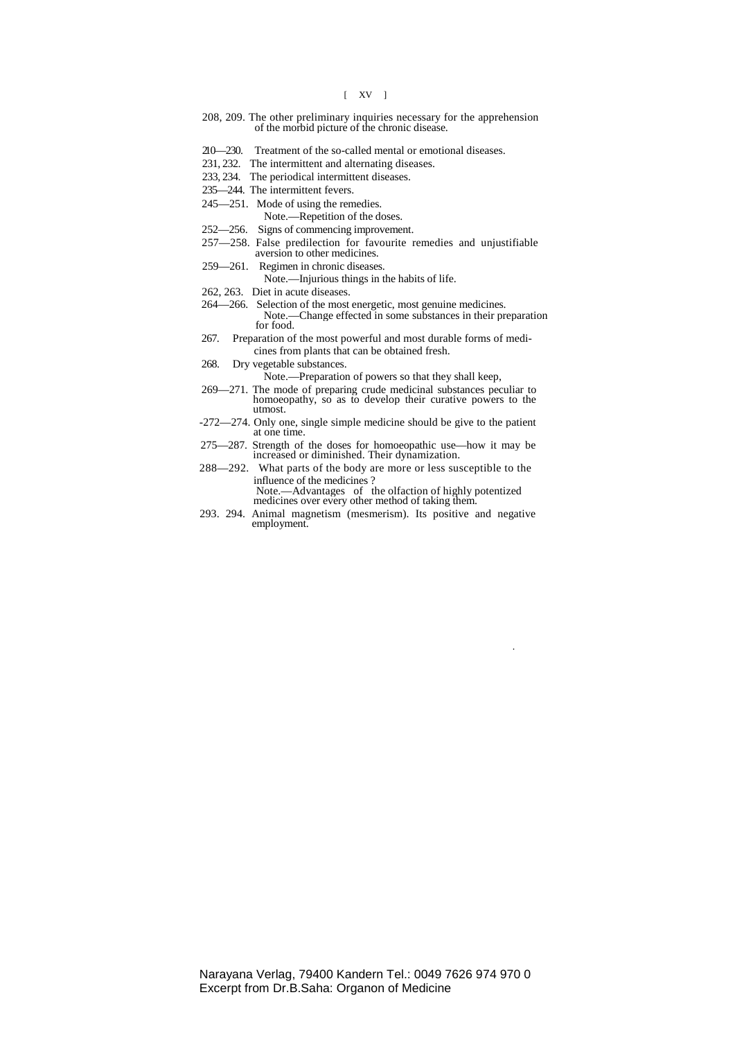208, 209. The other preliminary inquiries necessary for the apprehension of the morbid picture of the chronic disease.

210—230. Treatment of the so-called mental or emotional diseases.

231, 232. The intermittent and alternating diseases.

233, 234. The periodical intermittent diseases.

235—244. The intermittent fevers.

245—251. Mode of using the remedies.
Note.—Repetition of the doses.

252—256. Signs of commencing improvement.

257—258. False predilection for favourite remedies and unjustifiable aversion to other medicines.

259—261. Regimen in chronic diseases.
Note.—Injurious things in the habits of life.

262, 263. Diet in acute diseases.

264—266. Selection of the most energetic, most genuine medicines.
Note.—Change effected in some substances in their preparation for food.

267. Preparation of the most powerful and most durable forms of medicines from plants that can be obtained fresh.

268. Dry vegetable substances.
Note.—Preparation of powers so that they shall keep,

269—271. The mode of preparing crude medicinal substances peculiar to homoeopathy, so as to develop their curative powers to the utmost.

-272—274. Only one, single simple medicine should be give to the patient at one time.

275—287. Strength of the doses for homoeopathic use—how it may be increased or diminished. Their dynamization.

288—292. What parts of the body are more or less susceptible to the influence of the medicines ?
Note.—Advantages of the olfaction of highly potentized medicines over every other method of taking them.

293. 294. Animal magnetism (mesmerism). Its positive and negative employment.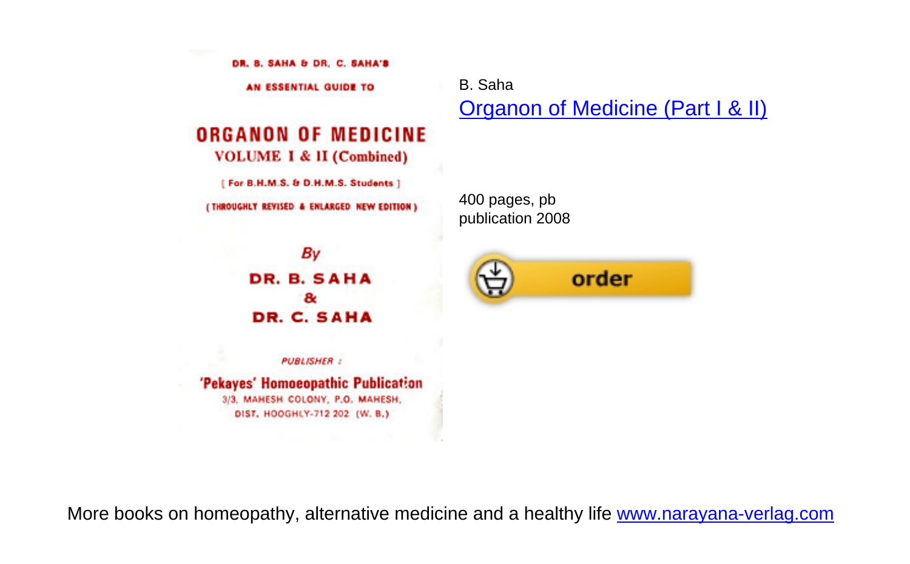DR. B. SAHA & DR. C. SAHA'S

AN ESSENTIAL GUIDE TO

# ORGANON OF MEDICINE

## VOLUME I & II (Combined)

[ For B.H.M.S. & D.H.M.S. Students ]

( THROUGHLY REVISED & ENLARGED NEW EDITION )

*By*

**DR. B. SAHA**

**&**

**DR. C. SAHA**

*PUBLISHER :*

**'Pekayes' Homoeopathic Publication**

3/3, MAHESH COLONY, P.O. MAHESH,
DIST. HOOGHLY-712 202 (W. B.)

B. Saha

[Organon of Medicine (Part I & II)](#)

400 pages, pb
publication 2008

order

More books on homeopathy, alternative medicine and a healthy life [www.narayana-verlag.com](http://www.narayana-verlag.com)